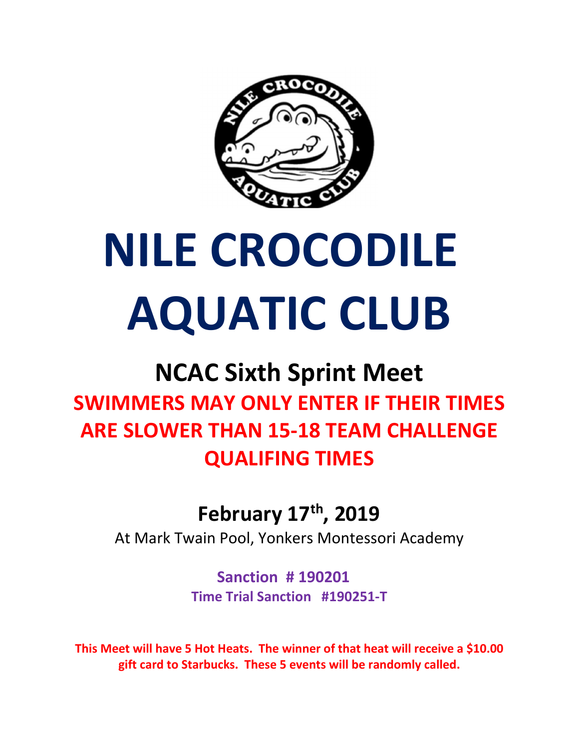# NILE CROCODILE AQUATIC CLUB

## NCAC Sixth Sprint Meet

**SWIMMERS MAY ONLY ENTER IF THEIR TIMES ARE SLOWER THAN 15-18 TEAM CHALLENGE QUALIFING TIMES**

## February 17th, 2019

At Mark Twain Pool, Yonkers Montessori Academy

**Sanction # 190201**

**Time Trial Sanction #190251-T**

**This Meet will have 5 Hot Heats. The winner of that heat will receive a $10.00 gift card to Starbucks. These 5 events will be randomly called.**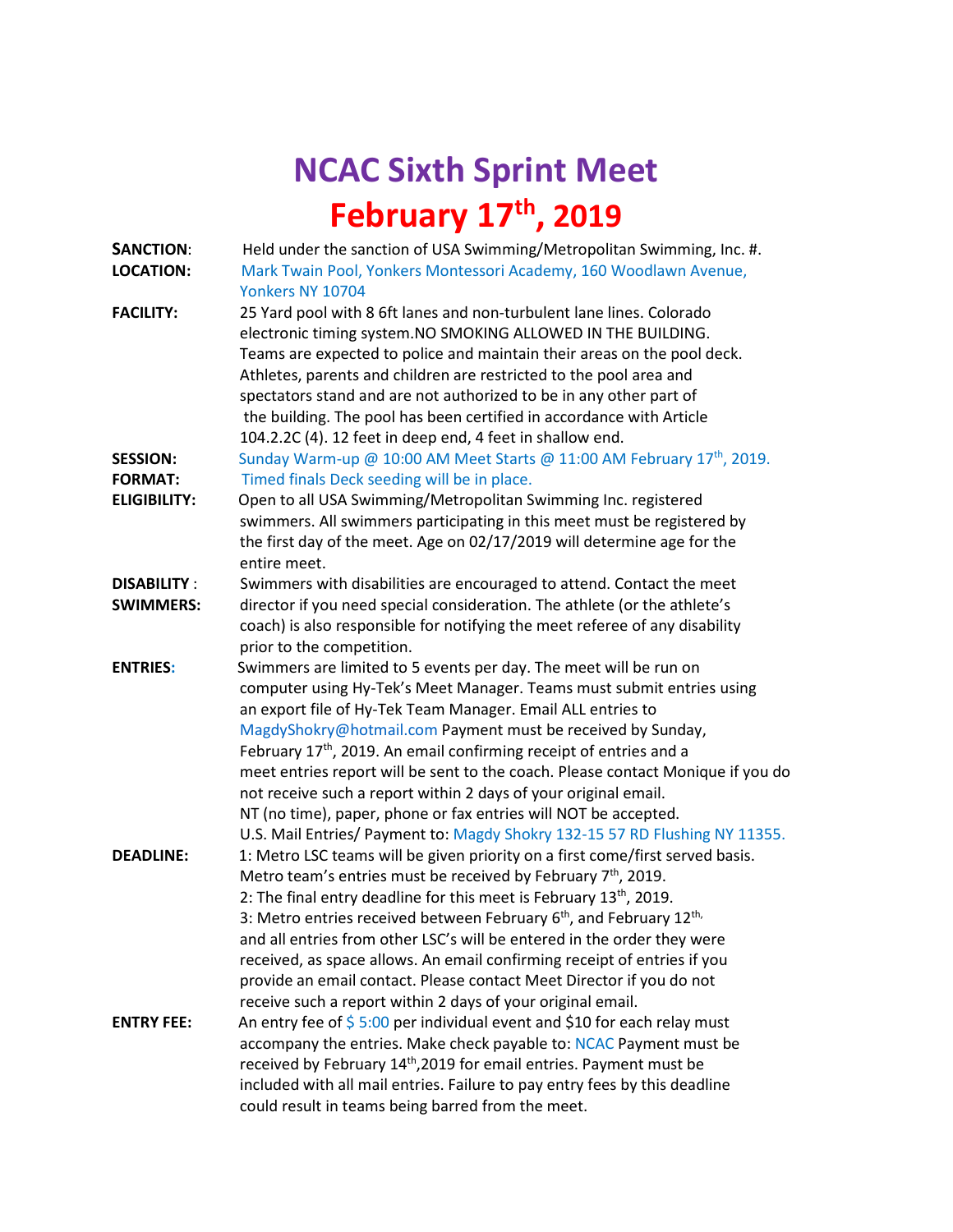# NCAC Sixth Sprint Meet

# February 17th, 2019

**SANCTION**: Held under the sanction of USA Swimming/Metropolitan Swimming, Inc. #.

**LOCATION:** Mark Twain Pool, Yonkers Montessori Academy, 160 Woodlawn Avenue, Yonkers NY 10704

**FACILITY:** 25 Yard pool with 8 6ft lanes and non-turbulent lane lines. Colorado electronic timing system.NO SMOKING ALLOWED IN THE BUILDING. Teams are expected to police and maintain their areas on the pool deck. Athletes, parents and children are restricted to the pool area and spectators stand and are not authorized to be in any other part of the building. The pool has been certified in accordance with Article 104.2.2C (4). 12 feet in deep end, 4 feet in shallow end.

**SESSION:** Sunday Warm-up @ 10:00 AM Meet Starts @ 11:00 AM February 17th, 2019.

**FORMAT:** Timed finals Deck seeding will be in place.

**ELIGIBILITY:** Open to all USA Swimming/Metropolitan Swimming Inc. registered swimmers. All swimmers participating in this meet must be registered by the first day of the meet. Age on 02/17/2019 will determine age for the entire meet.

**DISABILITY : SWIMMERS:** Swimmers with disabilities are encouraged to attend. Contact the meet director if you need special consideration. The athlete (or the athlete's coach) is also responsible for notifying the meet referee of any disability prior to the competition.

**ENTRIES:** Swimmers are limited to 5 events per day. The meet will be run on computer using Hy-Tek's Meet Manager. Teams must submit entries using an export file of Hy-Tek Team Manager. Email ALL entries to MagdyShokry@hotmail.com Payment must be received by Sunday, February 17th, 2019. An email confirming receipt of entries and a meet entries report will be sent to the coach. Please contact Monique if you do not receive such a report within 2 days of your original email. NT (no time), paper, phone or fax entries will NOT be accepted. U.S. Mail Entries/ Payment to: Magdy Shokry 132-15 57 RD Flushing NY 11355.

**DEADLINE:** 1: Metro LSC teams will be given priority on a first come/first served basis. Metro team's entries must be received by February 7th, 2019.
2: The final entry deadline for this meet is February 13th, 2019.
3: Metro entries received between February 6th, and February 12th, and all entries from other LSC's will be entered in the order they were received, as space allows. An email confirming receipt of entries if you provide an email contact. Please contact Meet Director if you do not receive such a report within 2 days of your original email.

**ENTRY FEE:** An entry fee of $ 5:00 per individual event and $10 for each relay must accompany the entries. Make check payable to: NCAC Payment must be received by February 14th,2019 for email entries. Payment must be included with all mail entries. Failure to pay entry fees by this deadline could result in teams being barred from the meet.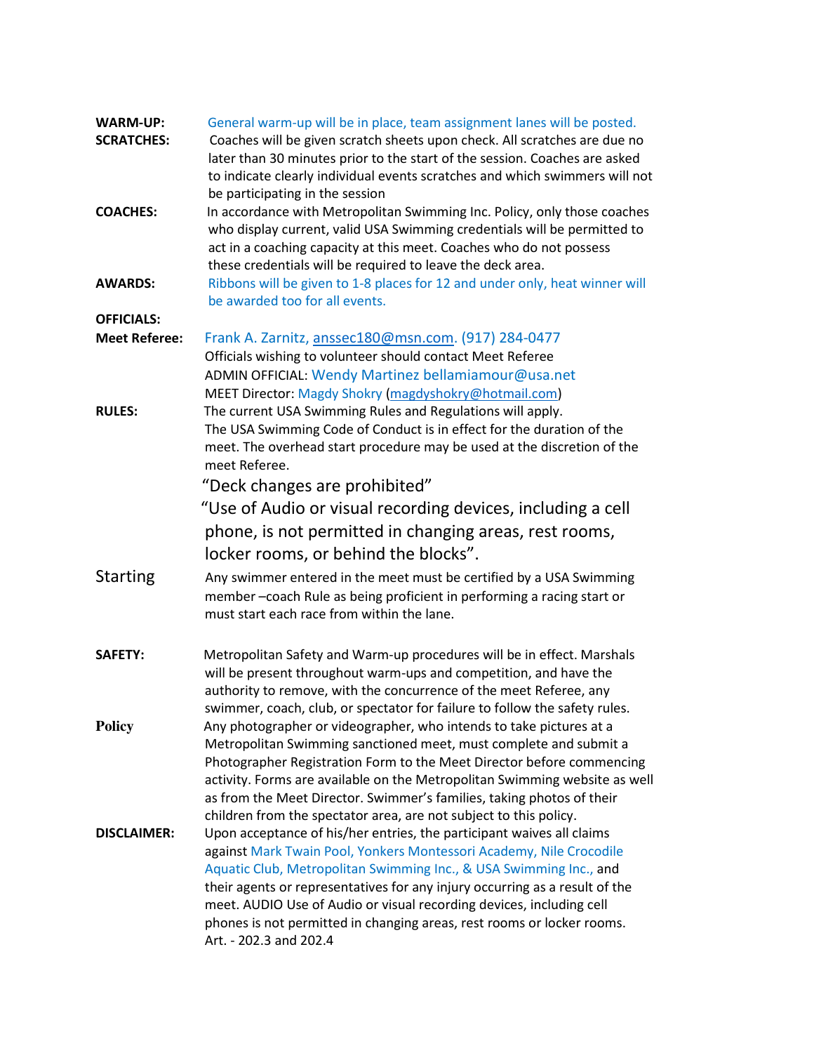**WARM-UP:** General warm-up will be in place, team assignment lanes will be posted.

**SCRATCHES:** Coaches will be given scratch sheets upon check. All scratches are due no later than 30 minutes prior to the start of the session. Coaches are asked to indicate clearly individual events scratches and which swimmers will not be participating in the session

**COACHES:** In accordance with Metropolitan Swimming Inc. Policy, only those coaches who display current, valid USA Swimming credentials will be permitted to act in a coaching capacity at this meet. Coaches who do not possess these credentials will be required to leave the deck area.

**AWARDS:** Ribbons will be given to 1-8 places for 12 and under only, heat winner will be awarded too for all events.

**OFFICIALS:**

**Meet Referee:** Frank A. Zarnitz, anssec180@msn.com. (917) 284-0477

Officials wishing to volunteer should contact Meet Referee

ADMIN OFFICIAL: Wendy Martinez bellamiamour@usa.net

MEET Director: Magdy Shokry (magdyshokry@hotmail.com)

**RULES:** The current USA Swimming Rules and Regulations will apply. The USA Swimming Code of Conduct is in effect for the duration of the meet. The overhead start procedure may be used at the discretion of the meet Referee.

"Deck changes are prohibited"

"Use of Audio or visual recording devices, including a cell phone, is not permitted in changing areas, rest rooms, locker rooms, or behind the blocks".

Starting: Any swimmer entered in the meet must be certified by a USA Swimming member –coach Rule as being proficient in performing a racing start or must start each race from within the lane.

**SAFETY:** Metropolitan Safety and Warm-up procedures will be in effect. Marshals will be present throughout warm-ups and competition, and have the authority to remove, with the concurrence of the meet Referee, any swimmer, coach, club, or spectator for failure to follow the safety rules.

**Policy** Any photographer or videographer, who intends to take pictures at a Metropolitan Swimming sanctioned meet, must complete and submit a Photographer Registration Form to the Meet Director before commencing activity. Forms are available on the Metropolitan Swimming website as well as from the Meet Director. Swimmer's families, taking photos of their children from the spectator area, are not subject to this policy.

**DISCLAIMER:** Upon acceptance of his/her entries, the participant waives all claims against Mark Twain Pool, Yonkers Montessori Academy, Nile Crocodile Aquatic Club, Metropolitan Swimming Inc., & USA Swimming Inc., and their agents or representatives for any injury occurring as a result of the meet. AUDIO Use of Audio or visual recording devices, including cell phones is not permitted in changing areas, rest rooms or locker rooms. Art. - 202.3 and 202.4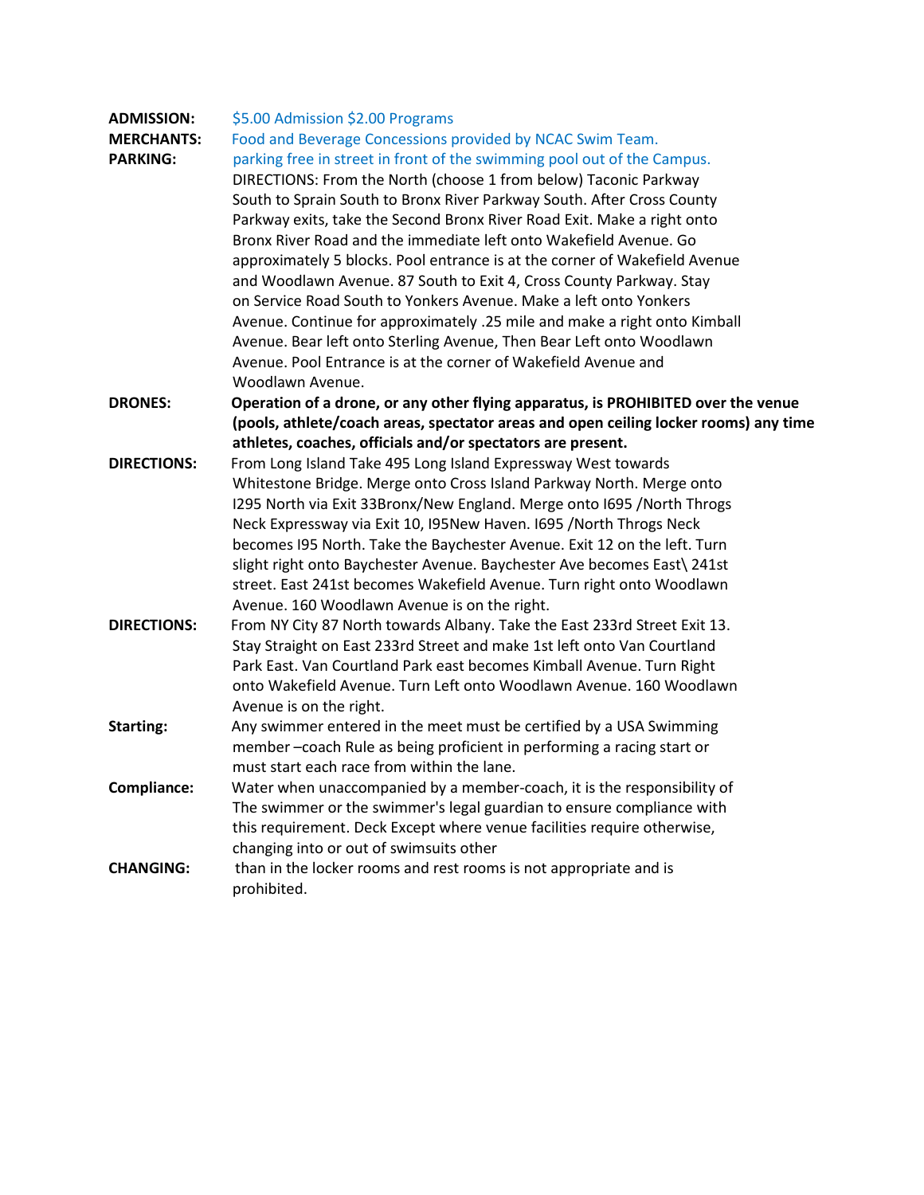**ADMISSION:** $5.00 Admission $2.00 Programs

**MERCHANTS:** Food and Beverage Concessions provided by NCAC Swim Team.

**PARKING:** parking free in street in front of the swimming pool out of the Campus.
DIRECTIONS: From the North (choose 1 from below) Taconic Parkway South to Sprain South to Bronx River Parkway South. After Cross County Parkway exits, take the Second Bronx River Road Exit. Make a right onto Bronx River Road and the immediate left onto Wakefield Avenue. Go approximately 5 blocks. Pool entrance is at the corner of Wakefield Avenue and Woodlawn Avenue. 87 South to Exit 4, Cross County Parkway. Stay on Service Road South to Yonkers Avenue. Make a left onto Yonkers Avenue. Continue for approximately .25 mile and make a right onto Kimball Avenue. Bear left onto Sterling Avenue, Then Bear Left onto Woodlawn Avenue. Pool Entrance is at the corner of Wakefield Avenue and Woodlawn Avenue.

**DRONES:** **Operation of a drone, or any other flying apparatus, is PROHIBITED over the venue (pools, athlete/coach areas, spectator areas and open ceiling locker rooms) any time athletes, coaches, officials and/or spectators are present.**

**DIRECTIONS:** From Long Island Take 495 Long Island Expressway West towards Whitestone Bridge. Merge onto Cross Island Parkway North. Merge onto I295 North via Exit 33Bronx/New England. Merge onto I695 /North Throgs Neck Expressway via Exit 10, I95New Haven. I695 /North Throgs Neck becomes I95 North. Take the Baychester Avenue. Exit 12 on the left. Turn slight right onto Baychester Avenue. Baychester Ave becomes East\ 241st street. East 241st becomes Wakefield Avenue. Turn right onto Woodlawn Avenue. 160 Woodlawn Avenue is on the right.

**DIRECTIONS:** From NY City 87 North towards Albany. Take the East 233rd Street Exit 13. Stay Straight on East 233rd Street and make 1st left onto Van Courtland Park East. Van Courtland Park east becomes Kimball Avenue. Turn Right onto Wakefield Avenue. Turn Left onto Woodlawn Avenue. 160 Woodlawn Avenue is on the right.

**Starting:** Any swimmer entered in the meet must be certified by a USA Swimming member –coach Rule as being proficient in performing a racing start or must start each race from within the lane.

**Compliance:** Water when unaccompanied by a member-coach, it is the responsibility of The swimmer or the swimmer's legal guardian to ensure compliance with this requirement. Deck Except where venue facilities require otherwise, changing into or out of swimsuits other

**CHANGING:** than in the locker rooms and rest rooms is not appropriate and is prohibited.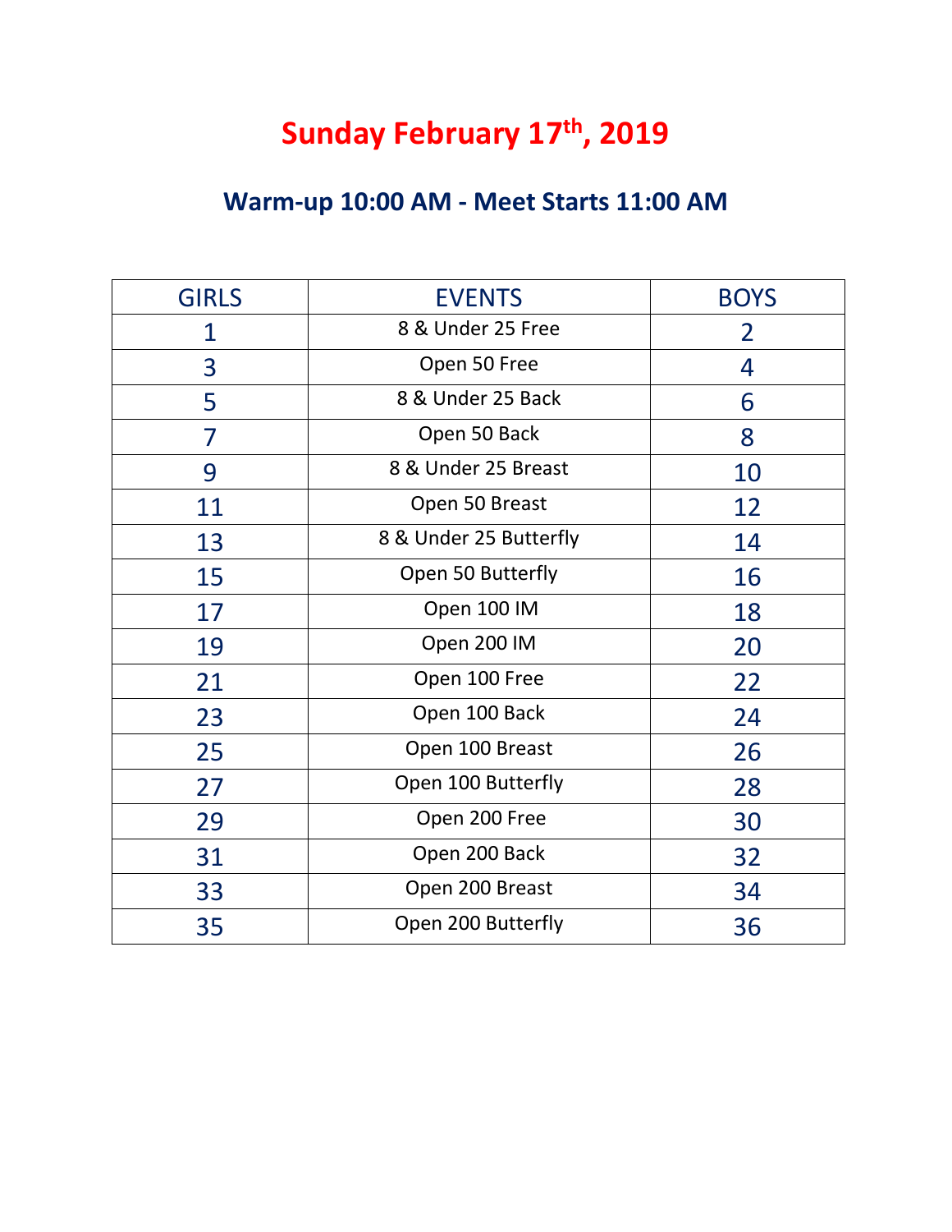# Sunday February 17th, 2019

## Warm-up 10:00 AM - Meet Starts 11:00 AM

| GIRLS | EVENTS | BOYS |
|---|---|---|
| 1 | 8 & Under 25 Free | 2 |
| 3 | Open 50 Free | 4 |
| 5 | 8 & Under 25 Back | 6 |
| 7 | Open 50 Back | 8 |
| 9 | 8 & Under 25 Breast | 10 |
| 11 | Open 50 Breast | 12 |
| 13 | 8 & Under 25 Butterfly | 14 |
| 15 | Open 50 Butterfly | 16 |
| 17 | Open 100 IM | 18 |
| 19 | Open 200 IM | 20 |
| 21 | Open 100 Free | 22 |
| 23 | Open 100 Back | 24 |
| 25 | Open 100 Breast | 26 |
| 27 | Open 100 Butterfly | 28 |
| 29 | Open 200 Free | 30 |
| 31 | Open 200 Back | 32 |
| 33 | Open 200 Breast | 34 |
| 35 | Open 200 Butterfly | 36 |